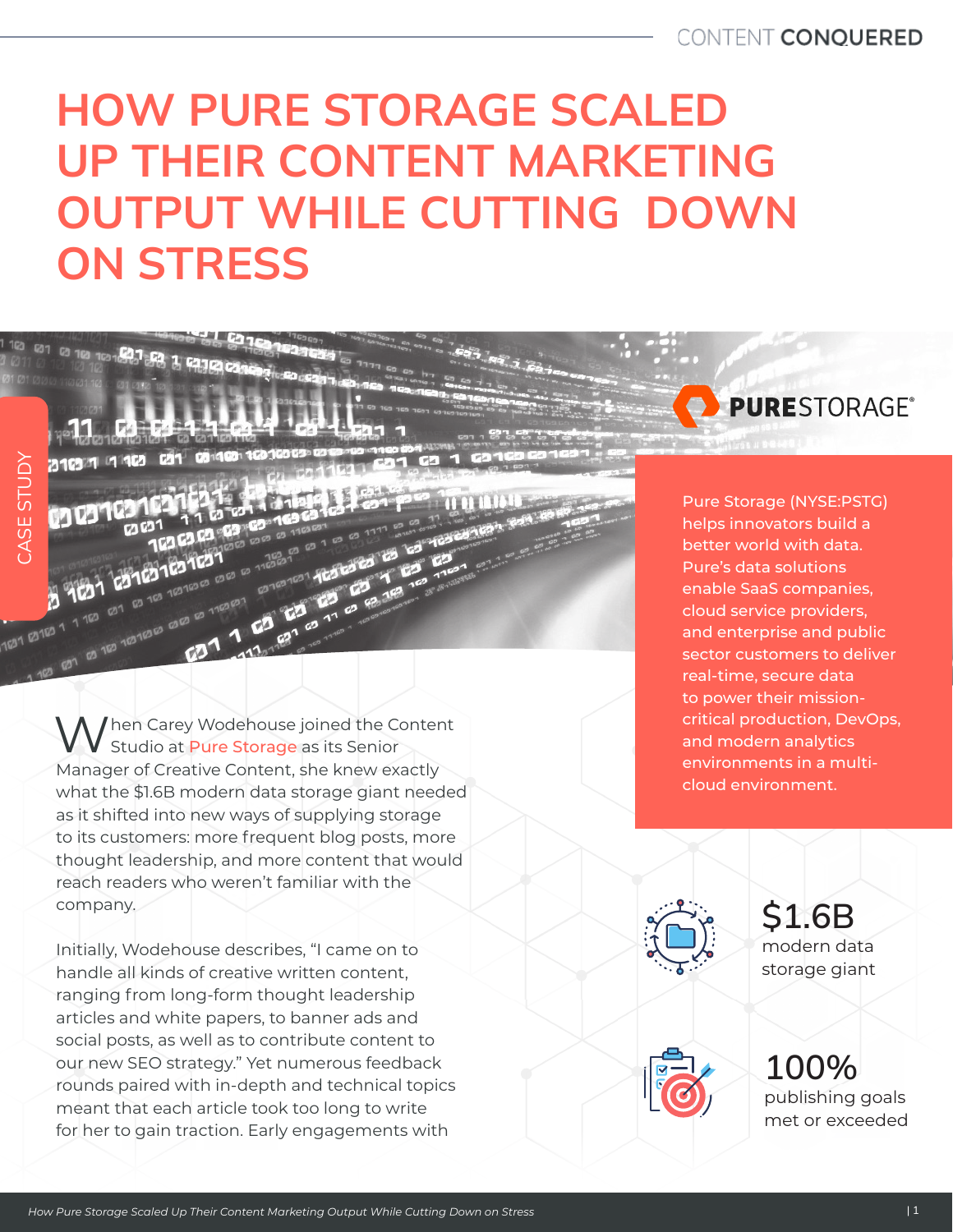# HOW PURE STORAGE SCALED UP THEIR CONTENT MARKETING OUTPUT WHILE CUTTING DOWN ON STRESS

CASE STUDY

PURESTORAGE®

Pure Storage (NYSE:PSTG) helps innovators build a better world with data. Pure's data solutions enable SaaS companies, cloud service providers, and enterprise and public sector customers to deliver real-time, secure data to power their mission-critical production, DevOps, and modern analytics environments in a multi-cloud environment.

When Carey Wodehouse joined the Content Studio at Pure Storage as its Senior Manager of Creative Content, she knew exactly what the $1.6B modern data storage giant needed as it shifted into new ways of supplying storage to its customers: more frequent blog posts, more thought leadership, and more content that would reach readers who weren't familiar with the company.

Initially, Wodehouse describes, "I came on to handle all kinds of creative written content, ranging from long-form thought leadership articles and white papers, to banner ads and social posts, as well as to contribute content to our new SEO strategy." Yet numerous feedback rounds paired with in-depth and technical topics meant that each article took too long to write for her to gain traction. Early engagements with

**$1.6B**
modern data storage giant

**100%**
publishing goals met or exceeded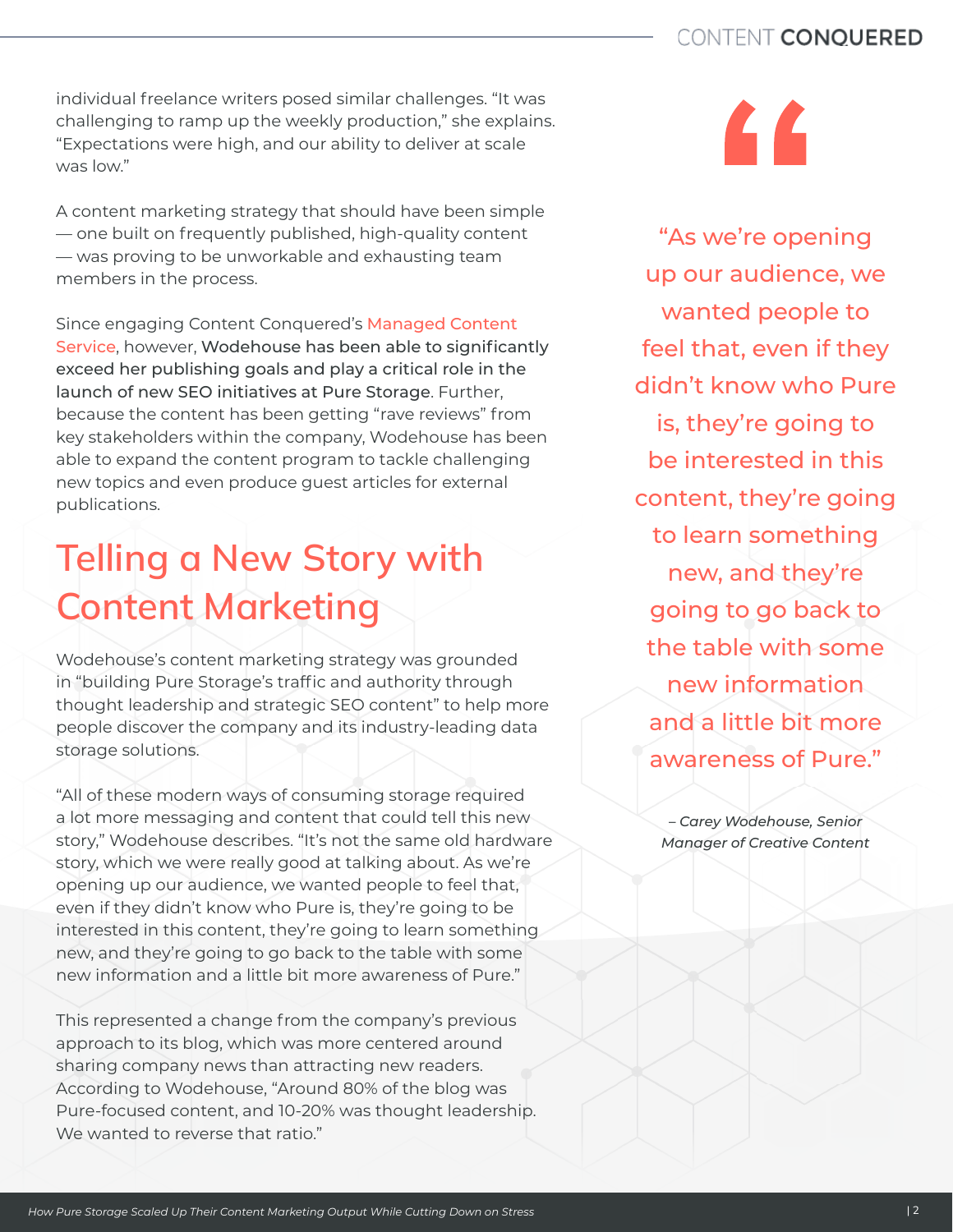individual freelance writers posed similar challenges. "It was challenging to ramp up the weekly production," she explains. "Expectations were high, and our ability to deliver at scale was low."

A content marketing strategy that should have been simple — one built on frequently published, high-quality content — was proving to be unworkable and exhausting team members in the process.

Since engaging Content Conquered's Managed Content Service, however, **Wodehouse has been able to significantly exceed her publishing goals and play a critical role in the launch of new SEO initiatives at Pure Storage**. Further, because the content has been getting "rave reviews" from key stakeholders within the company, Wodehouse has been able to expand the content program to tackle challenging new topics and even produce guest articles for external publications.

## Telling a New Story with Content Marketing

Wodehouse's content marketing strategy was grounded in "building Pure Storage's traffic and authority through thought leadership and strategic SEO content" to help more people discover the company and its industry-leading data storage solutions.

"All of these modern ways of consuming storage required a lot more messaging and content that could tell this new story," Wodehouse describes. "It's not the same old hardware story, which we were really good at talking about. As we're opening up our audience, we wanted people to feel that, even if they didn't know who Pure is, they're going to be interested in this content, they're going to learn something new, and they're going to go back to the table with some new information and a little bit more awareness of Pure."

This represented a change from the company's previous approach to its blog, which was more centered around sharing company news than attracting new readers. According to Wodehouse, "Around 80% of the blog was Pure-focused content, and 10-20% was thought leadership. We wanted to reverse that ratio."

> "As we're opening up our audience, we wanted people to feel that, even if they didn't know who Pure is, they're going to be interested in this content, they're going to learn something new, and they're going to go back to the table with some new information and a little bit more awareness of Pure."
>
> *– Carey Wodehouse, Senior Manager of Creative Content*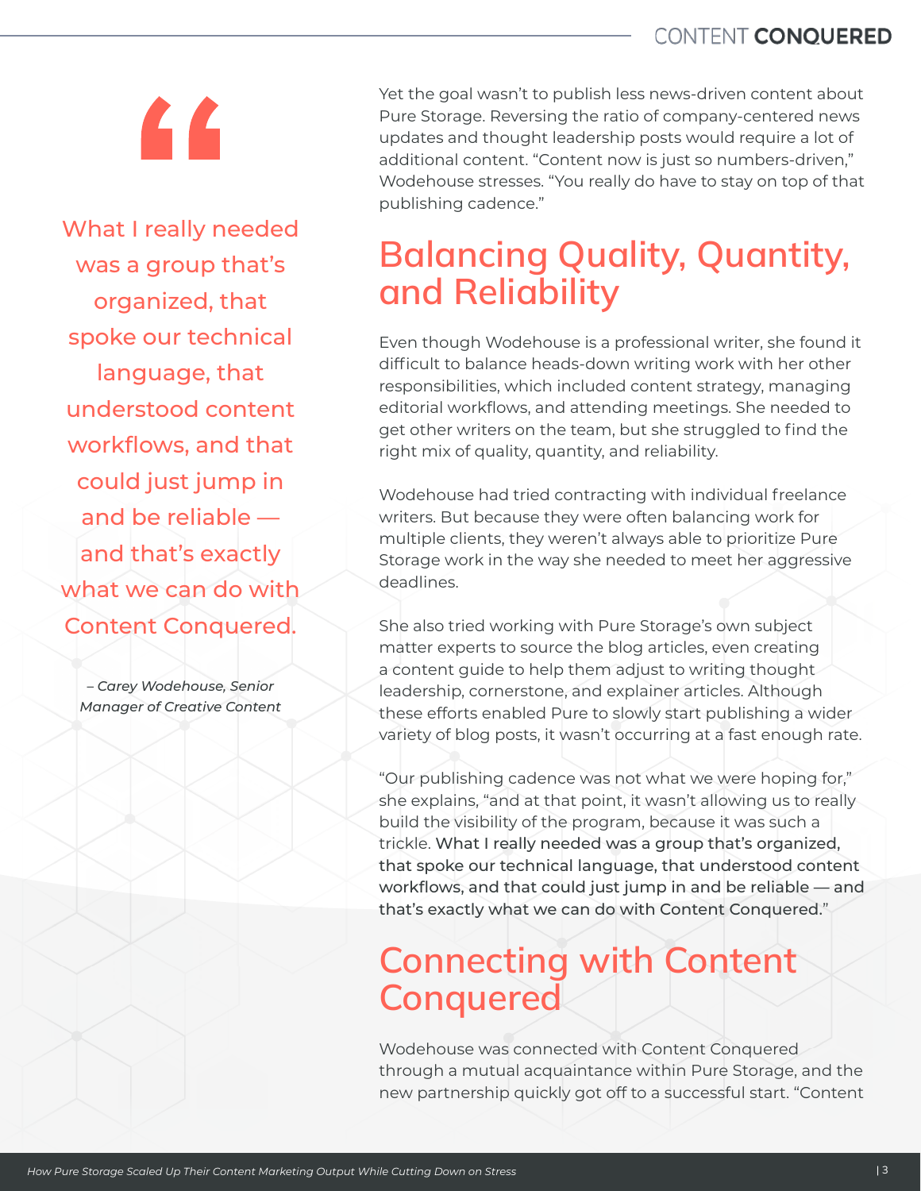> What I really needed was a group that's organized, that spoke our technical language, that understood content workflows, and that could just jump in and be reliable — and that's exactly what we can do with Content Conquered.
>
> *– Carey Wodehouse, Senior Manager of Creative Content*

Yet the goal wasn't to publish less news-driven content about Pure Storage. Reversing the ratio of company-centered news updates and thought leadership posts would require a lot of additional content. "Content now is just so numbers-driven," Wodehouse stresses. "You really do have to stay on top of that publishing cadence."

## Balancing Quality, Quantity, and Reliability

Even though Wodehouse is a professional writer, she found it difficult to balance heads-down writing work with her other responsibilities, which included content strategy, managing editorial workflows, and attending meetings. She needed to get other writers on the team, but she struggled to find the right mix of quality, quantity, and reliability.

Wodehouse had tried contracting with individual freelance writers. But because they were often balancing work for multiple clients, they weren't always able to prioritize Pure Storage work in the way she needed to meet her aggressive deadlines.

She also tried working with Pure Storage's own subject matter experts to source the blog articles, even creating a content guide to help them adjust to writing thought leadership, cornerstone, and explainer articles. Although these efforts enabled Pure to slowly start publishing a wider variety of blog posts, it wasn't occurring at a fast enough rate.

"Our publishing cadence was not what we were hoping for," she explains, "and at that point, it wasn't allowing us to really build the visibility of the program, because it was such a trickle. **What I really needed was a group that's organized, that spoke our technical language, that understood content workflows, and that could just jump in and be reliable — and that's exactly what we can do with Content Conquered.**"

## Connecting with Content Conquered

Wodehouse was connected with Content Conquered through a mutual acquaintance within Pure Storage, and the new partnership quickly got off to a successful start. "Content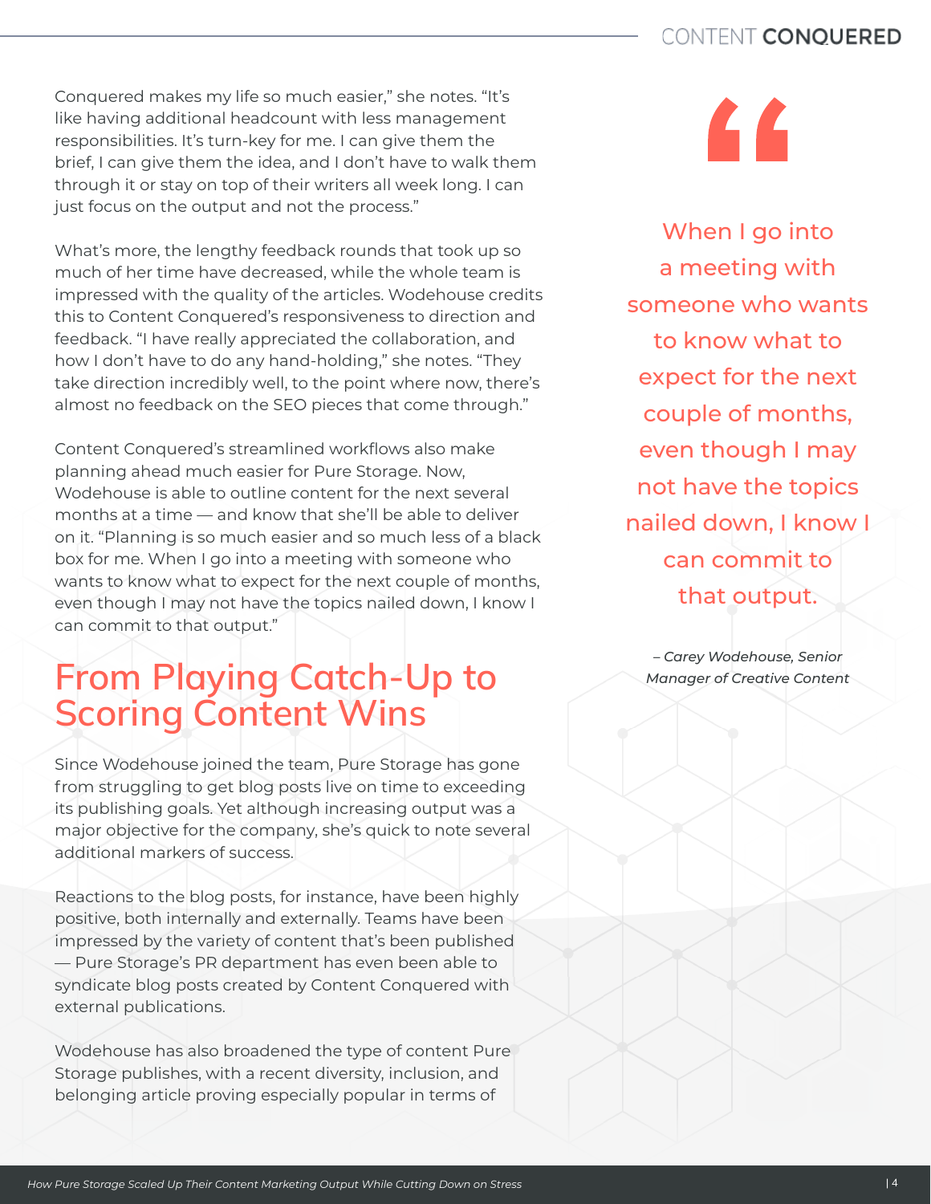Conquered makes my life so much easier," she notes. "It's like having additional headcount with less management responsibilities. It's turn-key for me. I can give them the brief, I can give them the idea, and I don't have to walk them through it or stay on top of their writers all week long. I can just focus on the output and not the process."

What's more, the lengthy feedback rounds that took up so much of her time have decreased, while the whole team is impressed with the quality of the articles. Wodehouse credits this to Content Conquered's responsiveness to direction and feedback. "I have really appreciated the collaboration, and how I don't have to do any hand-holding," she notes. "They take direction incredibly well, to the point where now, there's almost no feedback on the SEO pieces that come through."

Content Conquered's streamlined workflows also make planning ahead much easier for Pure Storage. Now, Wodehouse is able to outline content for the next several months at a time — and know that she'll be able to deliver on it. "Planning is so much easier and so much less of a black box for me. When I go into a meeting with someone who wants to know what to expect for the next couple of months, even though I may not have the topics nailed down, I know I can commit to that output."

> "When I go into a meeting with someone who wants to know what to expect for the next couple of months, even though I may not have the topics nailed down, I know I can commit to that output.
>
> *– Carey Wodehouse, Senior Manager of Creative Content*

## From Playing Catch-Up to Scoring Content Wins

Since Wodehouse joined the team, Pure Storage has gone from struggling to get blog posts live on time to exceeding its publishing goals. Yet although increasing output was a major objective for the company, she's quick to note several additional markers of success.

Reactions to the blog posts, for instance, have been highly positive, both internally and externally. Teams have been impressed by the variety of content that's been published — Pure Storage's PR department has even been able to syndicate blog posts created by Content Conquered with external publications.

Wodehouse has also broadened the type of content Pure Storage publishes, with a recent diversity, inclusion, and belonging article proving especially popular in terms of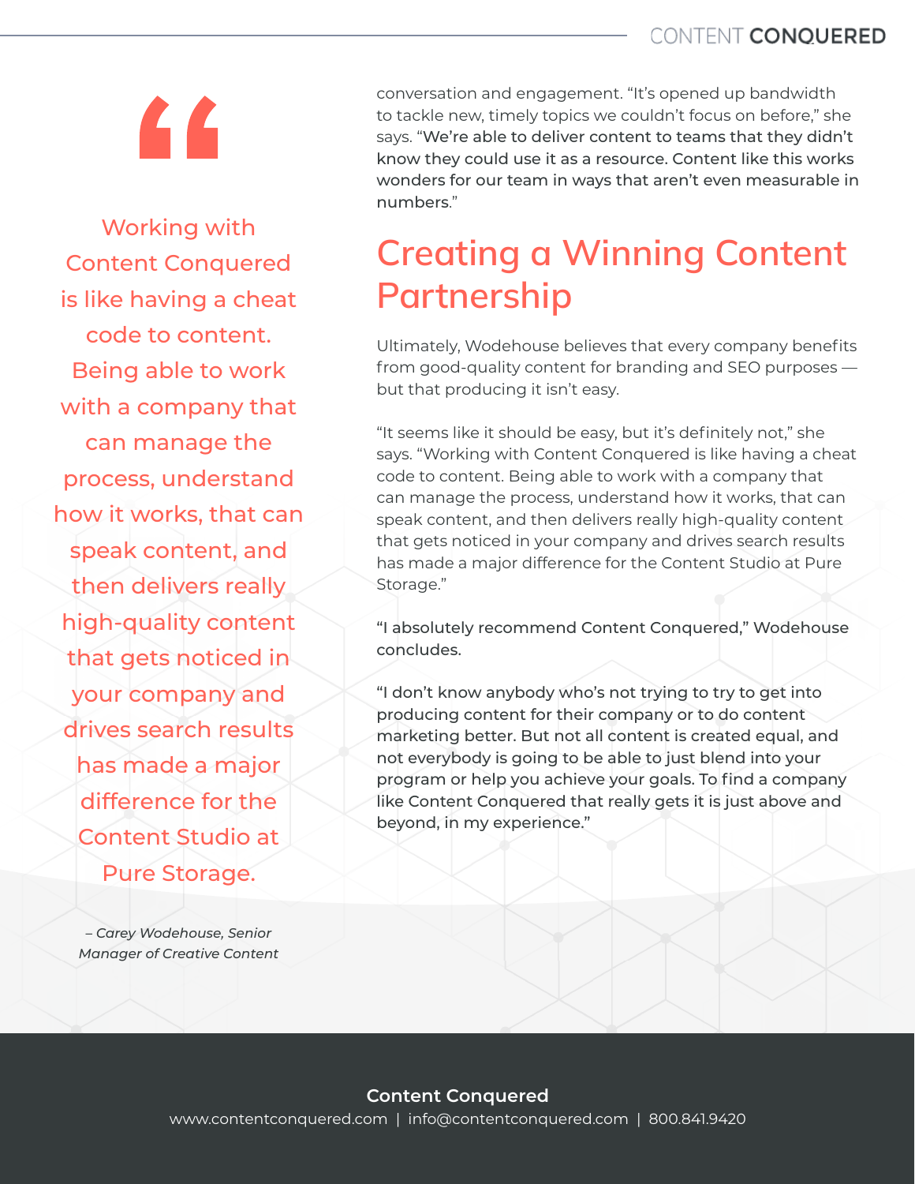> Working with Content Conquered is like having a cheat code to content. Being able to work with a company that can manage the process, understand how it works, that can speak content, and then delivers really high-quality content that gets noticed in your company and drives search results has made a major difference for the Content Studio at Pure Storage.
>
> *– Carey Wodehouse, Senior Manager of Creative Content*

conversation and engagement. "It's opened up bandwidth to tackle new, timely topics we couldn't focus on before," she says. "We're able to deliver content to teams that they didn't know they could use it as a resource. Content like this works wonders for our team in ways that aren't even measurable in numbers."

## Creating a Winning Content Partnership

Ultimately, Wodehouse believes that every company benefits from good-quality content for branding and SEO purposes — but that producing it isn't easy.

"It seems like it should be easy, but it's definitely not," she says. "Working with Content Conquered is like having a cheat code to content. Being able to work with a company that can manage the process, understand how it works, that can speak content, and then delivers really high-quality content that gets noticed in your company and drives search results has made a major difference for the Content Studio at Pure Storage."

"I absolutely recommend Content Conquered," Wodehouse concludes.

"I don't know anybody who's not trying to try to get into producing content for their company or to do content marketing better. But not all content is created equal, and not everybody is going to be able to just blend into your program or help you achieve your goals. To find a company like Content Conquered that really gets it is just above and beyond, in my experience."

**Content Conquered**
www.contentconquered.com | info@contentconquered.com | 800.841.9420